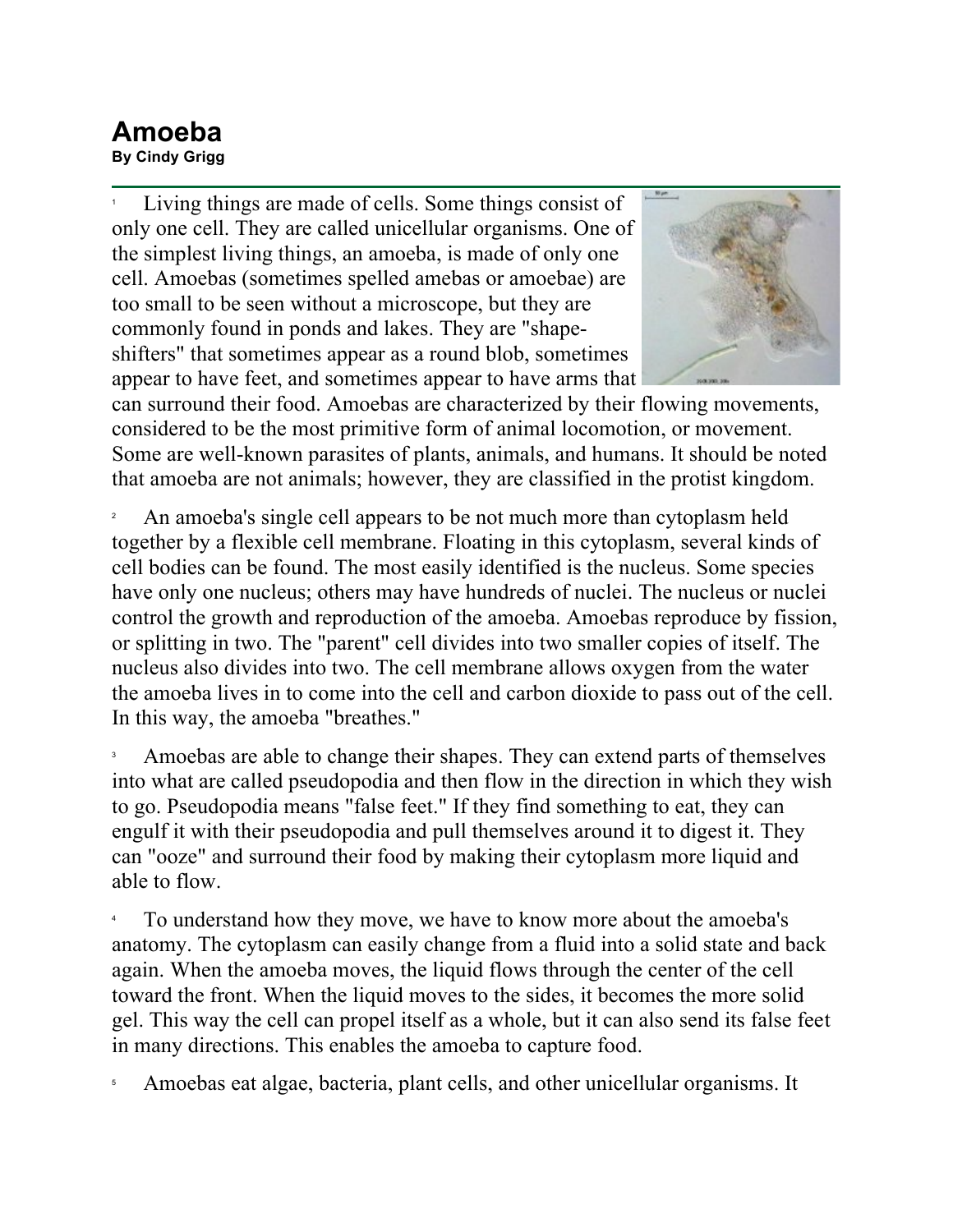# Amoeba

**By Cindy Grigg**

1 Living things are made of cells. Some things consist of only one cell. They are called unicellular organisms. One of the simplest living things, an amoeba, is made of only one cell. Amoebas (sometimes spelled amebas or amoebae) are too small to be seen without a microscope, but they are commonly found in ponds and lakes. They are "shape-shifters" that sometimes appear as a round blob, sometimes appear to have feet, and sometimes appear to have arms that can surround their food. Amoebas are characterized by their flowing movements, considered to be the most primitive form of animal locomotion, or movement. Some are well-known parasites of plants, animals, and humans. It should be noted that amoeba are not animals; however, they are classified in the protist kingdom.

2 An amoeba's single cell appears to be not much more than cytoplasm held together by a flexible cell membrane. Floating in this cytoplasm, several kinds of cell bodies can be found. The most easily identified is the nucleus. Some species have only one nucleus; others may have hundreds of nuclei. The nucleus or nuclei control the growth and reproduction of the amoeba. Amoebas reproduce by fission, or splitting in two. The "parent" cell divides into two smaller copies of itself. The nucleus also divides into two. The cell membrane allows oxygen from the water the amoeba lives in to come into the cell and carbon dioxide to pass out of the cell. In this way, the amoeba "breathes."

3 Amoebas are able to change their shapes. They can extend parts of themselves into what are called pseudopodia and then flow in the direction in which they wish to go. Pseudopodia means "false feet." If they find something to eat, they can engulf it with their pseudopodia and pull themselves around it to digest it. They can "ooze" and surround their food by making their cytoplasm more liquid and able to flow.

4 To understand how they move, we have to know more about the amoeba's anatomy. The cytoplasm can easily change from a fluid into a solid state and back again. When the amoeba moves, the liquid flows through the center of the cell toward the front. When the liquid moves to the sides, it becomes the more solid gel. This way the cell can propel itself as a whole, but it can also send its false feet in many directions. This enables the amoeba to capture food.

5 Amoebas eat algae, bacteria, plant cells, and other unicellular organisms. It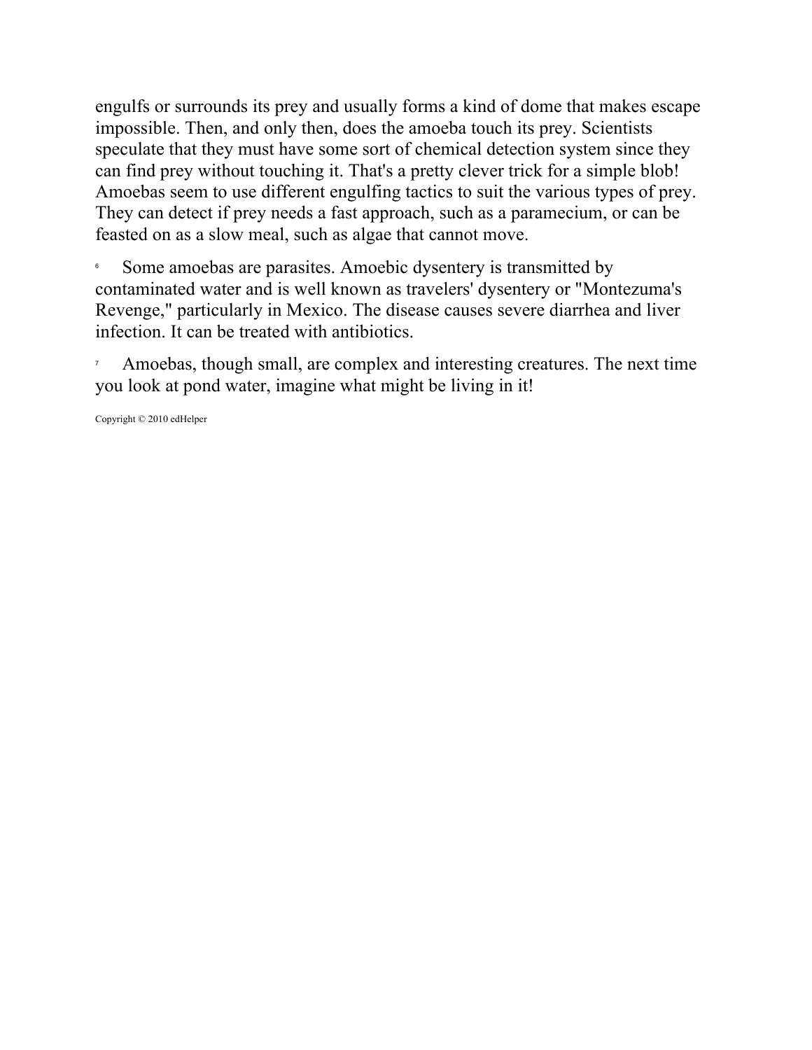engulfs or surrounds its prey and usually forms a kind of dome that makes escape impossible. Then, and only then, does the amoeba touch its prey. Scientists speculate that they must have some sort of chemical detection system since they can find prey without touching it. That's a pretty clever trick for a simple blob! Amoebas seem to use different engulfing tactics to suit the various types of prey. They can detect if prey needs a fast approach, such as a paramecium, or can be feasted on as a slow meal, such as algae that cannot move.

6 Some amoebas are parasites. Amoebic dysentery is transmitted by contaminated water and is well known as travelers' dysentery or "Montezuma's Revenge," particularly in Mexico. The disease causes severe diarrhea and liver infection. It can be treated with antibiotics.

7 Amoebas, though small, are complex and interesting creatures. The next time you look at pond water, imagine what might be living in it!

Copyright © 2010 edHelper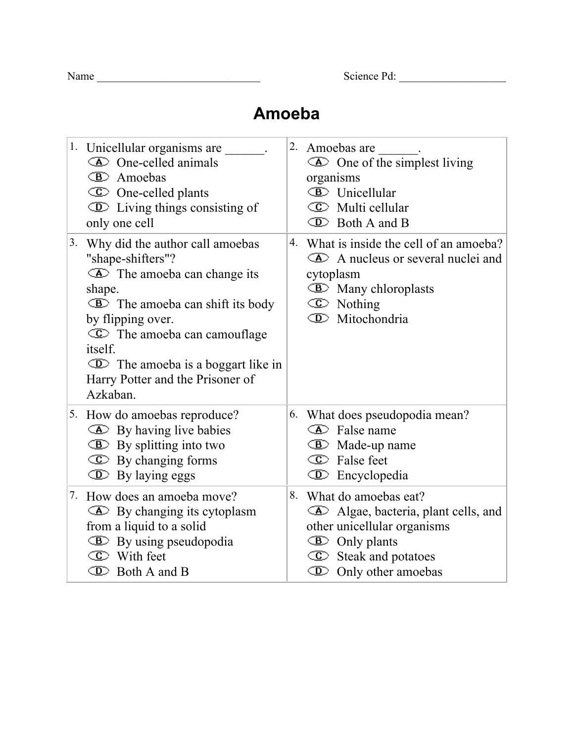Name ______________________________ Science Pd: ___________________

# Amoeba

1. Unicellular organisms are ______.
   - (A) One-celled animals
   - (B) Amoebas
   - (C) One-celled plants
   - (D) Living things consisting of only one cell

2. Amoebas are ______.
   - (A) One of the simplest living organisms
   - (B) Unicellular
   - (C) Multi cellular
   - (D) Both A and B

3. Why did the author call amoebas "shape-shifters"?
   - (A) The amoeba can change its shape.
   - (B) The amoeba can shift its body by flipping over.
   - (C) The amoeba can camouflage itself.
   - (D) The amoeba is a boggart like in Harry Potter and the Prisoner of Azkaban.

4. What is inside the cell of an amoeba?
   - (A) A nucleus or several nuclei and cytoplasm
   - (B) Many chloroplasts
   - (C) Nothing
   - (D) Mitochondria

5. How do amoebas reproduce?
   - (A) By having live babies
   - (B) By splitting into two
   - (C) By changing forms
   - (D) By laying eggs

6. What does pseudopodia mean?
   - (A) False name
   - (B) Made-up name
   - (C) False feet
   - (D) Encyclopedia

7. How does an amoeba move?
   - (A) By changing its cytoplasm from a liquid to a solid
   - (B) By using pseudopodia
   - (C) With feet
   - (D) Both A and B

8. What do amoebas eat?
   - (A) Algae, bacteria, plant cells, and other unicellular organisms
   - (B) Only plants
   - (C) Steak and potatoes
   - (D) Only other amoebas